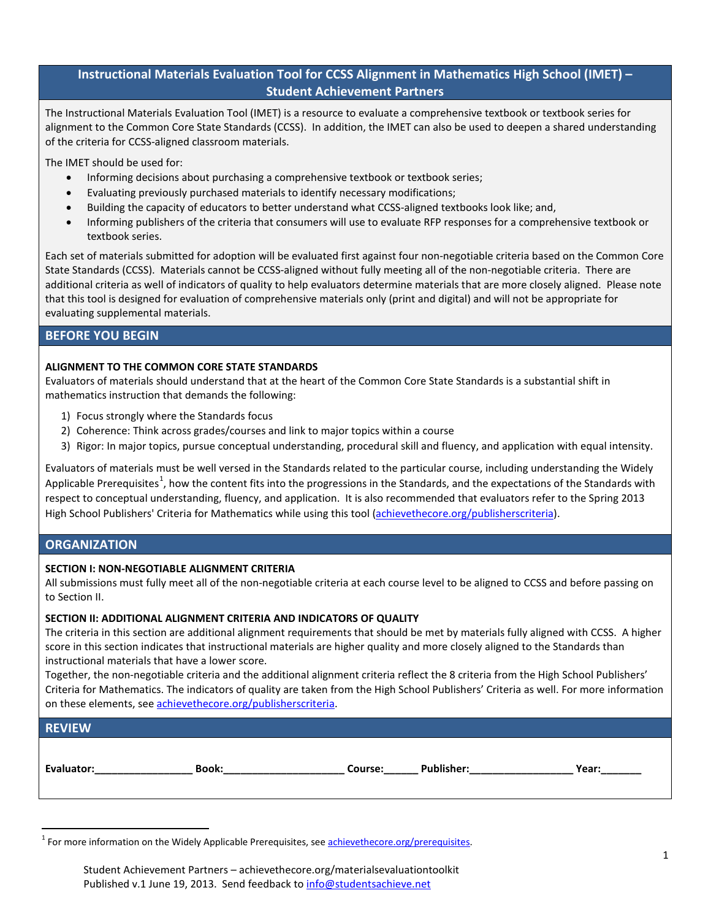# Instructional Materials Evaluation Tool for CCSS Alignment in Mathematics High School (IMET) – Student Achievement Partners

The Instructional Materials Evaluation Tool (IMET) is a resource to evaluate a comprehensive textbook or textbook series for alignment to the Common Core State Standards (CCSS). In addition, the IMET can also be used to deepen a shared understanding of the criteria for CCSS-aligned classroom materials.

The IMET should be used for:

- Informing decisions about purchasing a comprehensive textbook or textbook series;
- Evaluating previously purchased materials to identify necessary modifications;
- Building the capacity of educators to better understand what CCSS-aligned textbooks look like; and,
- Informing publishers of the criteria that consumers will use to evaluate RFP responses for a comprehensive textbook or textbook series.

Each set of materials submitted for adoption will be evaluated first against four non-negotiable criteria based on the Common Core State Standards (CCSS). Materials cannot be CCSS-aligned without fully meeting all of the non-negotiable criteria. There are additional criteria as well of indicators of quality to help evaluators determine materials that are more closely aligned. Please note that this tool is designed for evaluation of comprehensive materials only (print and digital) and will not be appropriate for evaluating supplemental materials.

## BEFORE YOU BEGIN

**ALIGNMENT TO THE COMMON CORE STATE STANDARDS**

Evaluators of materials should understand that at the heart of the Common Core State Standards is a substantial shift in mathematics instruction that demands the following:

1) Focus strongly where the Standards focus
2) Coherence: Think across grades/courses and link to major topics within a course
3) Rigor: In major topics, pursue conceptual understanding, procedural skill and fluency, and application with equal intensity.

Evaluators of materials must be well versed in the Standards related to the particular course, including understanding the Widely Applicable Prerequisites[1], how the content fits into the progressions in the Standards, and the expectations of the Standards with respect to conceptual understanding, fluency, and application. It is also recommended that evaluators refer to the Spring 2013 High School Publishers' Criteria for Mathematics while using this tool (achievethecore.org/publisherscriteria).

## ORGANIZATION

**SECTION I: NON-NEGOTIABLE ALIGNMENT CRITERIA**

All submissions must fully meet all of the non-negotiable criteria at each course level to be aligned to CCSS and before passing on to Section II.

**SECTION II: ADDITIONAL ALIGNMENT CRITERIA AND INDICATORS OF QUALITY**

The criteria in this section are additional alignment requirements that should be met by materials fully aligned with CCSS. A higher score in this section indicates that instructional materials are higher quality and more closely aligned to the Standards than instructional materials that have a lower score.

Together, the non-negotiable criteria and the additional alignment criteria reflect the 8 criteria from the High School Publishers' Criteria for Mathematics. The indicators of quality are taken from the High School Publishers' Criteria as well. For more information on these elements, see achievethecore.org/publisherscriteria.

## REVIEW

**Evaluator:**_________________ **Book:**_____________________ **Course:**______ **Publisher:**__________________ **Year:**_______

[1] For more information on the Widely Applicable Prerequisites, see achievethecore.org/prerequisites.

Student Achievement Partners – achievethecore.org/materialsevaluationtoolkit
Published v.1 June 19, 2013. Send feedback to info@studentsachieve.net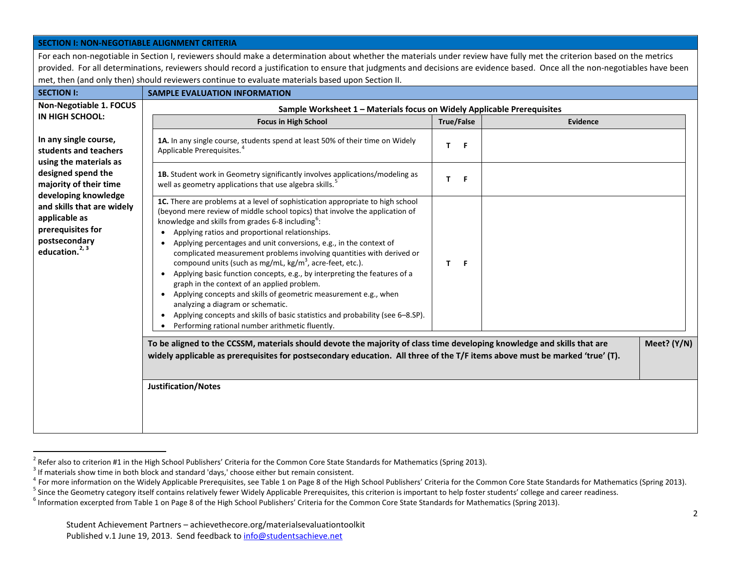## SECTION I: NON-NEGOTIABLE ALIGNMENT CRITERIA

For each non-negotiable in Section I, reviewers should make a determination about whether the materials under review have fully met the criterion based on the metrics provided. For all determinations, reviewers should record a justification to ensure that judgments and decisions are evidence based. Once all the non-negotiables have been met, then (and only then) should reviewers continue to evaluate materials based upon Section II.

| SECTION I: | SAMPLE EVALUATION INFORMATION |
|---|---|
| **Non-Negotiable 1. FOCUS IN HIGH SCHOOL:**<br><br>**In any single course, students and teachers using the materials as designed spend the majority of their time developing knowledge and skills that are widely applicable as prerequisites for postsecondary education.[2, 3]** | **Sample Worksheet 1 – Materials focus on Widely Applicable Prerequisites** |

| Focus in High School | True/False | Evidence |
|---|---|---|
| **1A.** In any single course, students spend at least 50% of their time on Widely Applicable Prerequisites.[4] | T F | |
| **1B.** Student work in Geometry significantly involves applications/modeling as well as geometry applications that use algebra skills.[5] | T F | |
| **1C.** There are problems at a level of sophistication appropriate to high school (beyond mere review of middle school topics) that involve the application of knowledge and skills from grades 6-8 including[6]:<br>• Applying ratios and proportional relationships.<br>• Applying percentages and unit conversions, e.g., in the context of complicated measurement problems involving quantities with derived or compound units (such as mg/mL, kg/m$^3$, acre-feet, etc.).<br>• Applying basic function concepts, e.g., by interpreting the features of a graph in the context of an applied problem.<br>• Applying concepts and skills of geometric measurement e.g., when analyzing a diagram or schematic.<br>• Applying concepts and skills of basic statistics and probability (see 6–8.SP).<br>• Performing rational number arithmetic fluently. | T F | |

| **To be aligned to the CCSSM, materials should devote the majority of class time developing knowledge and skills that are widely applicable as prerequisites for postsecondary education. All three of the T/F items above must be marked 'true' (T).** | **Meet? (Y/N)** |
|---|---|
| **Justification/Notes** | |

---

[2] Refer also to criterion #1 in the High School Publishers' Criteria for the Common Core State Standards for Mathematics (Spring 2013).

[3] If materials show time in both block and standard 'days,' choose either but remain consistent.

[4] For more information on the Widely Applicable Prerequisites, see Table 1 on Page 8 of the High School Publishers' Criteria for the Common Core State Standards for Mathematics (Spring 2013).

[5] Since the Geometry category itself contains relatively fewer Widely Applicable Prerequisites, this criterion is important to help foster students' college and career readiness.

[6] Information excerpted from Table 1 on Page 8 of the High School Publishers' Criteria for the Common Core State Standards for Mathematics (Spring 2013).

Student Achievement Partners – achievethecore.org/materialsevaluationtoolkit
Published v.1 June 19, 2013. Send feedback to info@studentsachieve.net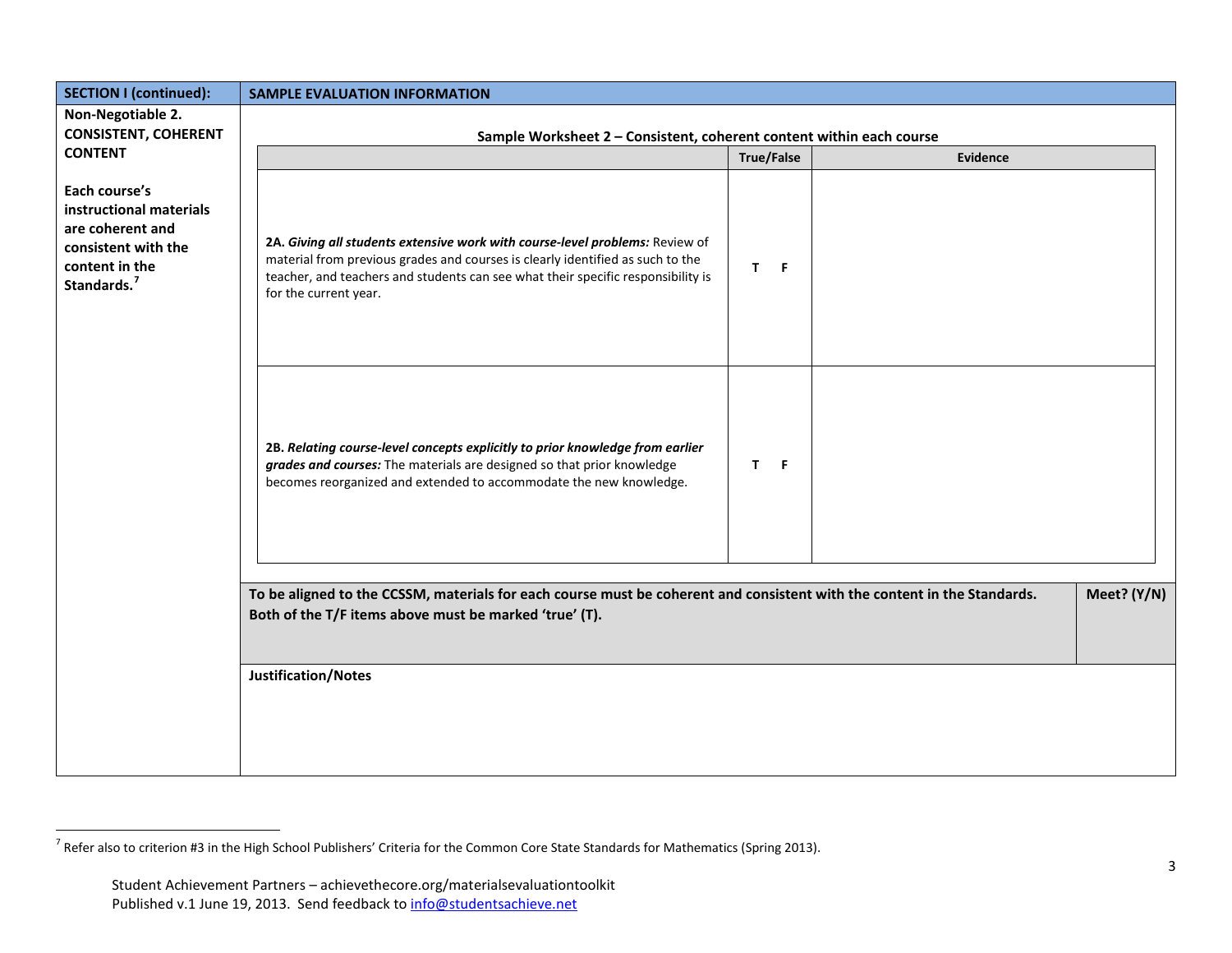| SECTION I (continued): | SAMPLE EVALUATION INFORMATION |
| --- | --- |

**Non-Negotiable 2. CONSISTENT, COHERENT CONTENT**

**Each course's instructional materials are coherent and consistent with the content in the Standards.**[7]

**Sample Worksheet 2 – Consistent, coherent content within each course**

| | True/False | Evidence |
| --- | --- | --- |
| **2A.** ***Giving all students extensive work with course-level problems:*** Review of material from previous grades and courses is clearly identified as such to the teacher, and teachers and students can see what their specific responsibility is for the current year. | **T F** | |
| **2B.** ***Relating course-level concepts explicitly to prior knowledge from earlier grades and courses:*** The materials are designed so that prior knowledge becomes reorganized and extended to accommodate the new knowledge. | **T F** | |

| To be aligned to the CCSSM, materials for each course must be coherent and consistent with the content in the Standards. Both of the T/F items above must be marked 'true' (T). | Meet? (Y/N) |
| --- | --- |
| | |

**Justification/Notes**

[7] Refer also to criterion #3 in the High School Publishers' Criteria for the Common Core State Standards for Mathematics (Spring 2013).

Student Achievement Partners – achievethecore.org/materialsevaluationtoolkit
Published v.1 June 19, 2013. Send feedback to info@studentsachieve.net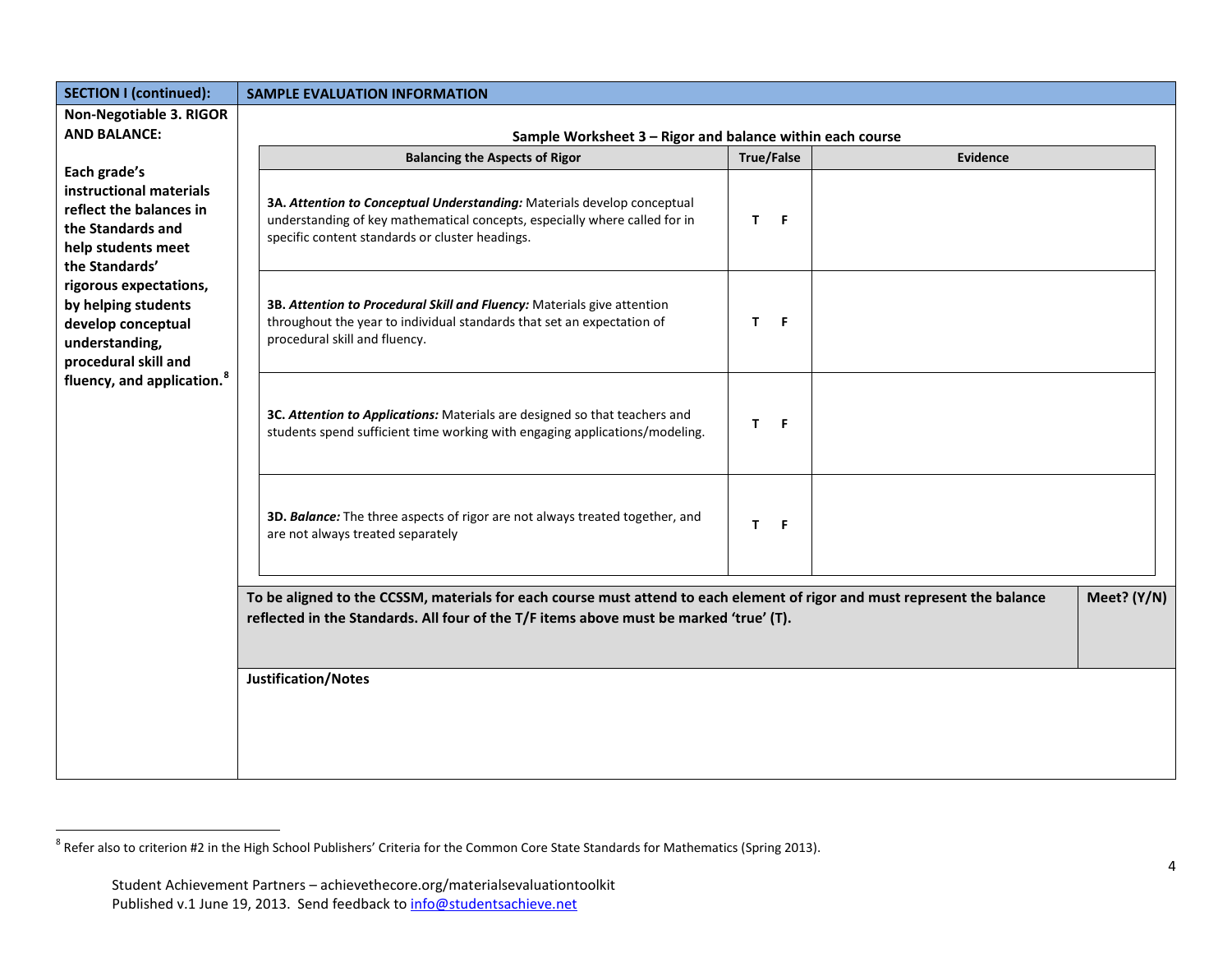| SECTION I (continued): | SAMPLE EVALUATION INFORMATION |
|---|---|
| **Non-Negotiable 3. RIGOR AND BALANCE:**<br><br>**Each grade's instructional materials reflect the balances in the Standards and help students meet the Standards' rigorous expectations, by helping students develop conceptual understanding, procedural skill and fluency, and application.**[8] | **Sample Worksheet 3 – Rigor and balance within each course** |

**Sample Worksheet 3 – Rigor and balance within each course**

| Balancing the Aspects of Rigor | True/False | Evidence |
|---|---|---|
| **3A.** ***Attention to Conceptual Understanding:*** Materials develop conceptual understanding of key mathematical concepts, especially where called for in specific content standards or cluster headings. | **T F** | |
| **3B.** ***Attention to Procedural Skill and Fluency:*** Materials give attention throughout the year to individual standards that set an expectation of procedural skill and fluency. | **T F** | |
| **3C.** ***Attention to Applications:*** Materials are designed so that teachers and students spend sufficient time working with engaging applications/modeling. | **T F** | |
| **3D.** ***Balance:*** The three aspects of rigor are not always treated together, and are not always treated separately | **T F** | |

| To be aligned to the CCSSM, materials for each course must attend to each element of rigor and must represent the balance reflected in the Standards. All four of the T/F items above must be marked 'true' (T). | Meet? (Y/N) |
|---|---|
| | |

**Justification/Notes**

[8] Refer also to criterion #2 in the High School Publishers' Criteria for the Common Core State Standards for Mathematics (Spring 2013).

Student Achievement Partners – achievethecore.org/materialsevaluationtoolkit
Published v.1 June 19, 2013. Send feedback to info@studentsachieve.net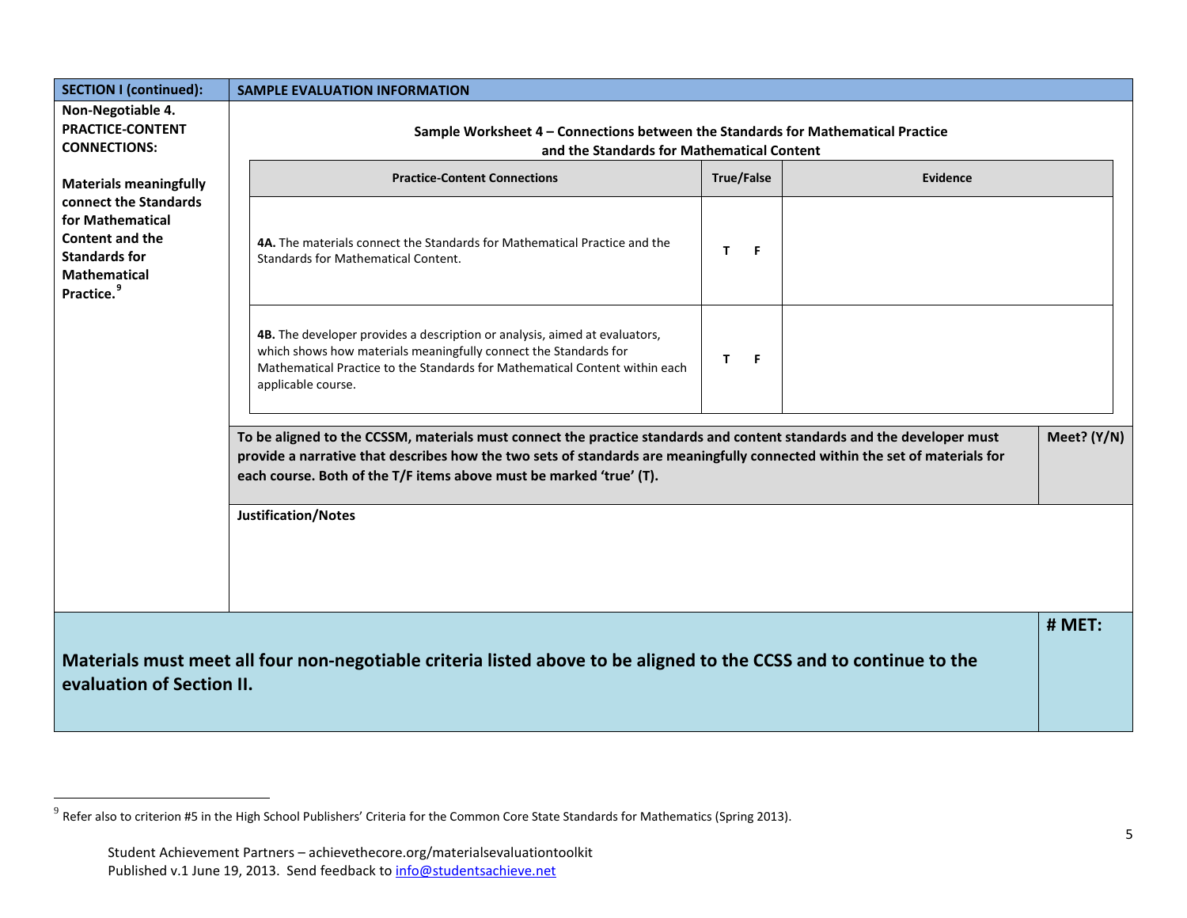| SECTION I (continued): | SAMPLE EVALUATION INFORMATION |
|---|---|
| **Non-Negotiable 4. PRACTICE-CONTENT CONNECTIONS:**<br><br>**Materials meaningfully connect the Standards for Mathematical Content and the Standards for Mathematical Practice.**[9] | **Sample Worksheet 4 – Connections between the Standards for Mathematical Practice and the Standards for Mathematical Content** |

| Practice-Content Connections | True/False | Evidence |
|---|---|---|
| **4A.** The materials connect the Standards for Mathematical Practice and the Standards for Mathematical Content. | T F | |
| **4B.** The developer provides a description or analysis, aimed at evaluators, which shows how materials meaningfully connect the Standards for Mathematical Practice to the Standards for Mathematical Content within each applicable course. | T F | |

| | Meet? (Y/N) |
|---|---|
| **To be aligned to the CCSSM, materials must connect the practice standards and content standards and the developer must provide a narrative that describes how the two sets of standards are meaningfully connected within the set of materials for each course. Both of the T/F items above must be marked 'true' (T).** | |

**Justification/Notes**

| | # MET: |
|---|---|
| **Materials must meet all four non-negotiable criteria listed above to be aligned to the CCSS and to continue to the evaluation of Section II.** | |

[9] Refer also to criterion #5 in the High School Publishers' Criteria for the Common Core State Standards for Mathematics (Spring 2013).

Student Achievement Partners – achievethecore.org/materialsevaluationtoolkit
Published v.1 June 19, 2013. Send feedback to info@studentsachieve.net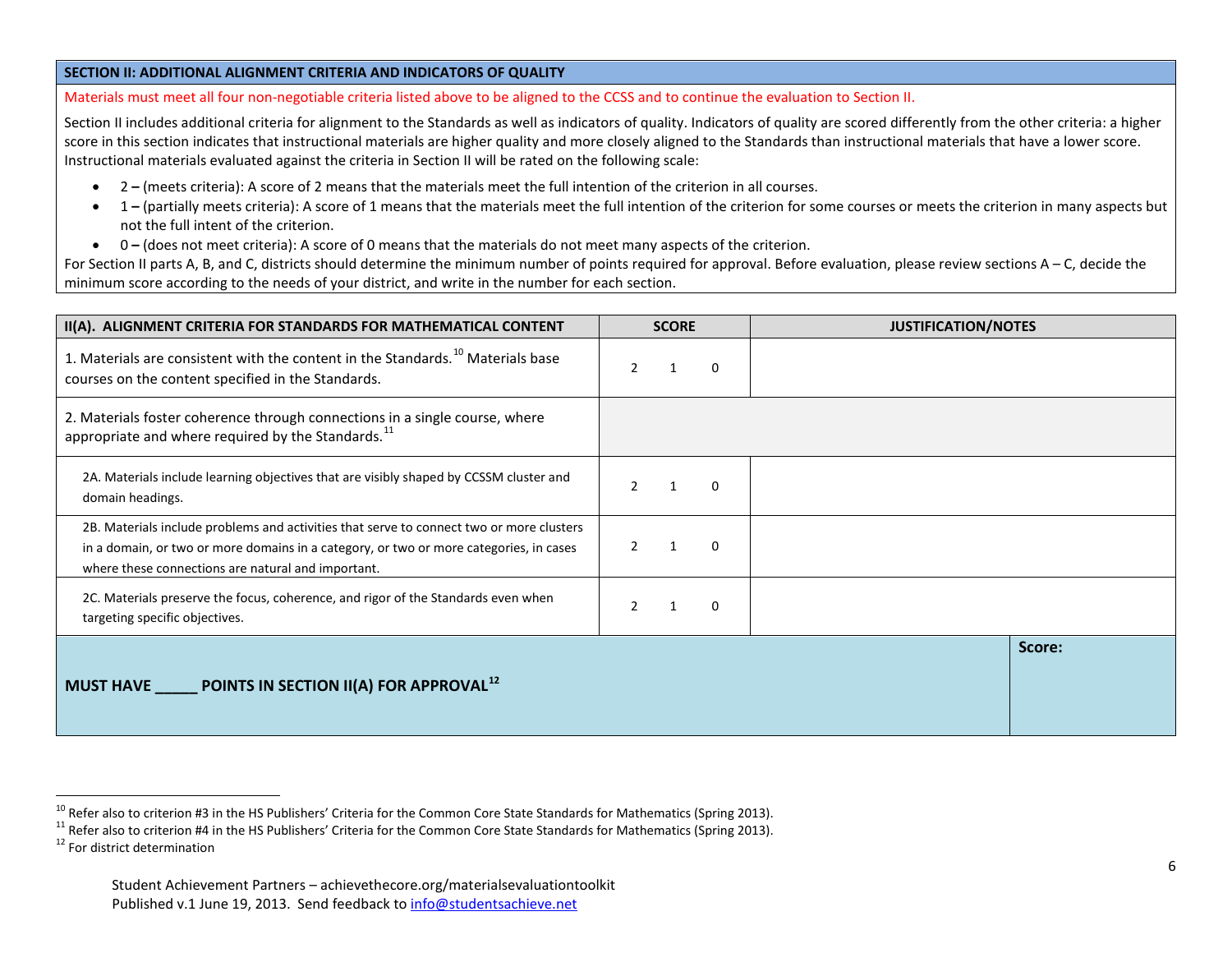## SECTION II: ADDITIONAL ALIGNMENT CRITERIA AND INDICATORS OF QUALITY

Materials must meet all four non-negotiable criteria listed above to be aligned to the CCSS and to continue the evaluation to Section II.

Section II includes additional criteria for alignment to the Standards as well as indicators of quality. Indicators of quality are scored differently from the other criteria: a higher score in this section indicates that instructional materials are higher quality and more closely aligned to the Standards than instructional materials that have a lower score. Instructional materials evaluated against the criteria in Section II will be rated on the following scale:

- **2 –** (meets criteria): A score of 2 means that the materials meet the full intention of the criterion in all courses.
- **1 –** (partially meets criteria): A score of 1 means that the materials meet the full intention of the criterion for some courses or meets the criterion in many aspects but not the full intent of the criterion.
- **0 –** (does not meet criteria): A score of 0 means that the materials do not meet many aspects of the criterion.

For Section II parts A, B, and C, districts should determine the minimum number of points required for approval. Before evaluation, please review sections A – C, decide the minimum score according to the needs of your district, and write in the number for each section.

| II(A). ALIGNMENT CRITERIA FOR STANDARDS FOR MATHEMATICAL CONTENT | SCORE | JUSTIFICATION/NOTES |
|---|---|---|
| 1. Materials are consistent with the content in the Standards.[10] Materials base courses on the content specified in the Standards. | 2 1 0 | |
| 2. Materials foster coherence through connections in a single course, where appropriate and where required by the Standards.[11] | | |
| 2A. Materials include learning objectives that are visibly shaped by CCSSM cluster and domain headings. | 2 1 0 | |
| 2B. Materials include problems and activities that serve to connect two or more clusters in a domain, or two or more domains in a category, or two or more categories, in cases where these connections are natural and important. | 2 1 0 | |
| 2C. Materials preserve the focus, coherence, and rigor of the Standards even when targeting specific objectives. | 2 1 0 | |
| **MUST HAVE _____ POINTS IN SECTION II(A) FOR APPROVAL[12]** | | **Score:** |

[10] Refer also to criterion #3 in the HS Publishers' Criteria for the Common Core State Standards for Mathematics (Spring 2013).

[11] Refer also to criterion #4 in the HS Publishers' Criteria for the Common Core State Standards for Mathematics (Spring 2013).

[12] For district determination

Student Achievement Partners – achievethecore.org/materialsevaluationtoolkit
Published v.1 June 19, 2013. Send feedback to info@studentsachieve.net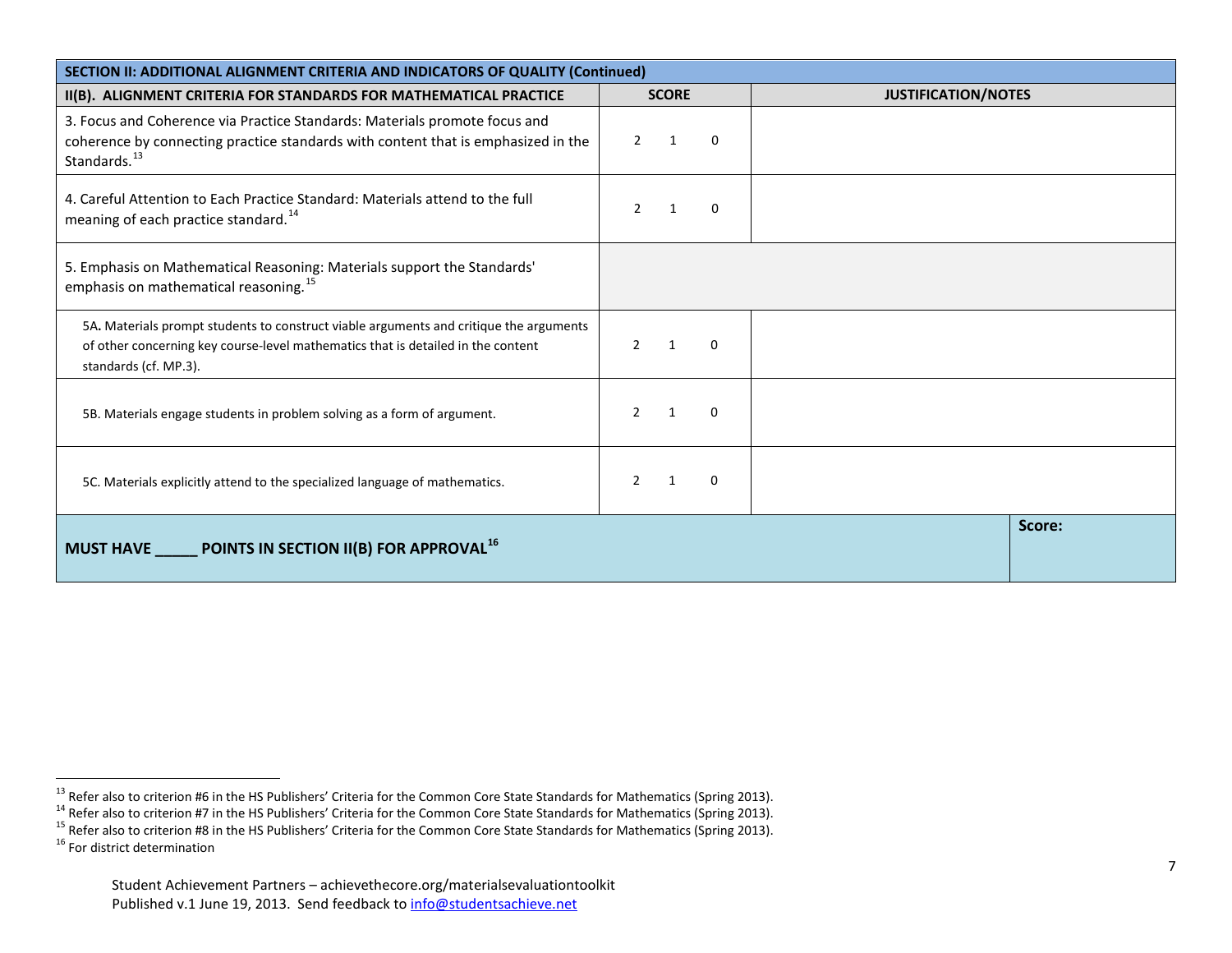| SECTION II: ADDITIONAL ALIGNMENT CRITERIA AND INDICATORS OF QUALITY (Continued) | | |
|---|---|---|
| **II(B). ALIGNMENT CRITERIA FOR STANDARDS FOR MATHEMATICAL PRACTICE** | **SCORE** | **JUSTIFICATION/NOTES** |
| 3. Focus and Coherence via Practice Standards: Materials promote focus and coherence by connecting practice standards with content that is emphasized in the Standards.[13] | 2 1 0 | |
| 4. Careful Attention to Each Practice Standard: Materials attend to the full meaning of each practice standard.[14] | 2 1 0 | |
| 5. Emphasis on Mathematical Reasoning: Materials support the Standards' emphasis on mathematical reasoning.[15] | | |
| 5A**.** Materials prompt students to construct viable arguments and critique the arguments of other concerning key course-level mathematics that is detailed in the content standards (cf. MP.3). | 2 1 0 | |
| 5B. Materials engage students in problem solving as a form of argument. | 2 1 0 | |
| 5C. Materials explicitly attend to the specialized language of mathematics. | 2 1 0 | |
| **MUST HAVE _____ POINTS IN SECTION II(B) FOR APPROVAL**[16] | | **Score:** |

[13] Refer also to criterion #6 in the HS Publishers' Criteria for the Common Core State Standards for Mathematics (Spring 2013).

[14] Refer also to criterion #7 in the HS Publishers' Criteria for the Common Core State Standards for Mathematics (Spring 2013).

[15] Refer also to criterion #8 in the HS Publishers' Criteria for the Common Core State Standards for Mathematics (Spring 2013).

[16] For district determination

Student Achievement Partners – achievethecore.org/materialsevaluationtoolkit
Published v.1 June 19, 2013. Send feedback to info@studentsachieve.net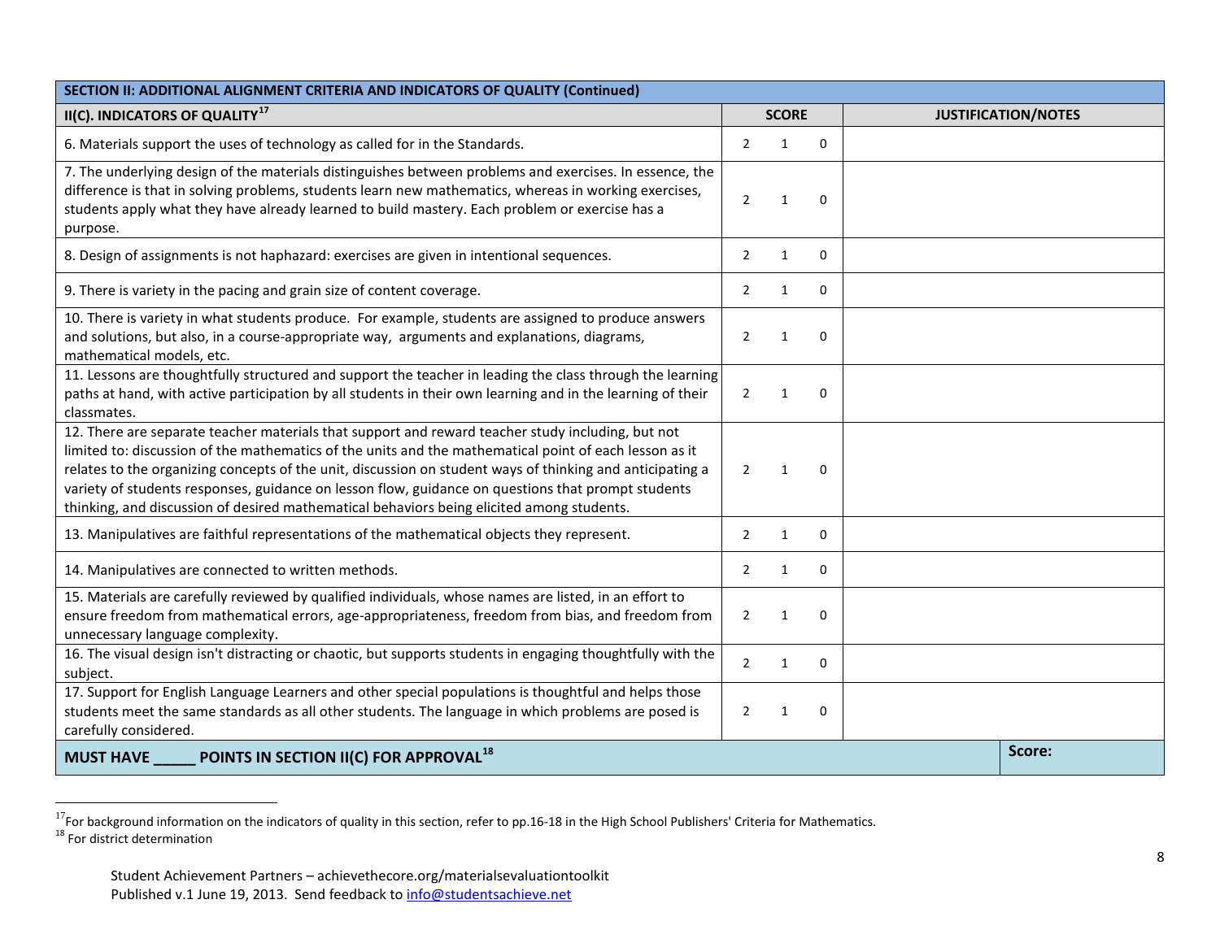| SECTION II: ADDITIONAL ALIGNMENT CRITERIA AND INDICATORS OF QUALITY (Continued) | | |
|---|---|---|
| **II(C). INDICATORS OF QUALITY**[17] | **SCORE** | **JUSTIFICATION/NOTES** |
| 6. Materials support the uses of technology as called for in the Standards. | 2 1 0 | |
| 7. The underlying design of the materials distinguishes between problems and exercises. In essence, the difference is that in solving problems, students learn new mathematics, whereas in working exercises, students apply what they have already learned to build mastery. Each problem or exercise has a purpose. | 2 1 0 | |
| 8. Design of assignments is not haphazard: exercises are given in intentional sequences. | 2 1 0 | |
| 9. There is variety in the pacing and grain size of content coverage. | 2 1 0 | |
| 10. There is variety in what students produce. For example, students are assigned to produce answers and solutions, but also, in a course-appropriate way, arguments and explanations, diagrams, mathematical models, etc. | 2 1 0 | |
| 11. Lessons are thoughtfully structured and support the teacher in leading the class through the learning paths at hand, with active participation by all students in their own learning and in the learning of their classmates. | 2 1 0 | |
| 12. There are separate teacher materials that support and reward teacher study including, but not limited to: discussion of the mathematics of the units and the mathematical point of each lesson as it relates to the organizing concepts of the unit, discussion on student ways of thinking and anticipating a variety of students responses, guidance on lesson flow, guidance on questions that prompt students thinking, and discussion of desired mathematical behaviors being elicited among students. | 2 1 0 | |
| 13. Manipulatives are faithful representations of the mathematical objects they represent. | 2 1 0 | |
| 14. Manipulatives are connected to written methods. | 2 1 0 | |
| 15. Materials are carefully reviewed by qualified individuals, whose names are listed, in an effort to ensure freedom from mathematical errors, age-appropriateness, freedom from bias, and freedom from unnecessary language complexity. | 2 1 0 | |
| 16. The visual design isn't distracting or chaotic, but supports students in engaging thoughtfully with the subject. | 2 1 0 | |
| 17. Support for English Language Learners and other special populations is thoughtful and helps those students meet the same standards as all other students. The language in which problems are posed is carefully considered. | 2 1 0 | |
| **MUST HAVE _____ POINTS IN SECTION II(C) FOR APPROVAL**[18] | | **Score:** |

[17] For background information on the indicators of quality in this section, refer to pp.16-18 in the High School Publishers' Criteria for Mathematics.

[18] For district determination

Student Achievement Partners – achievethecore.org/materialsevaluationtoolkit
Published v.1 June 19, 2013. Send feedback to info@studentsachieve.net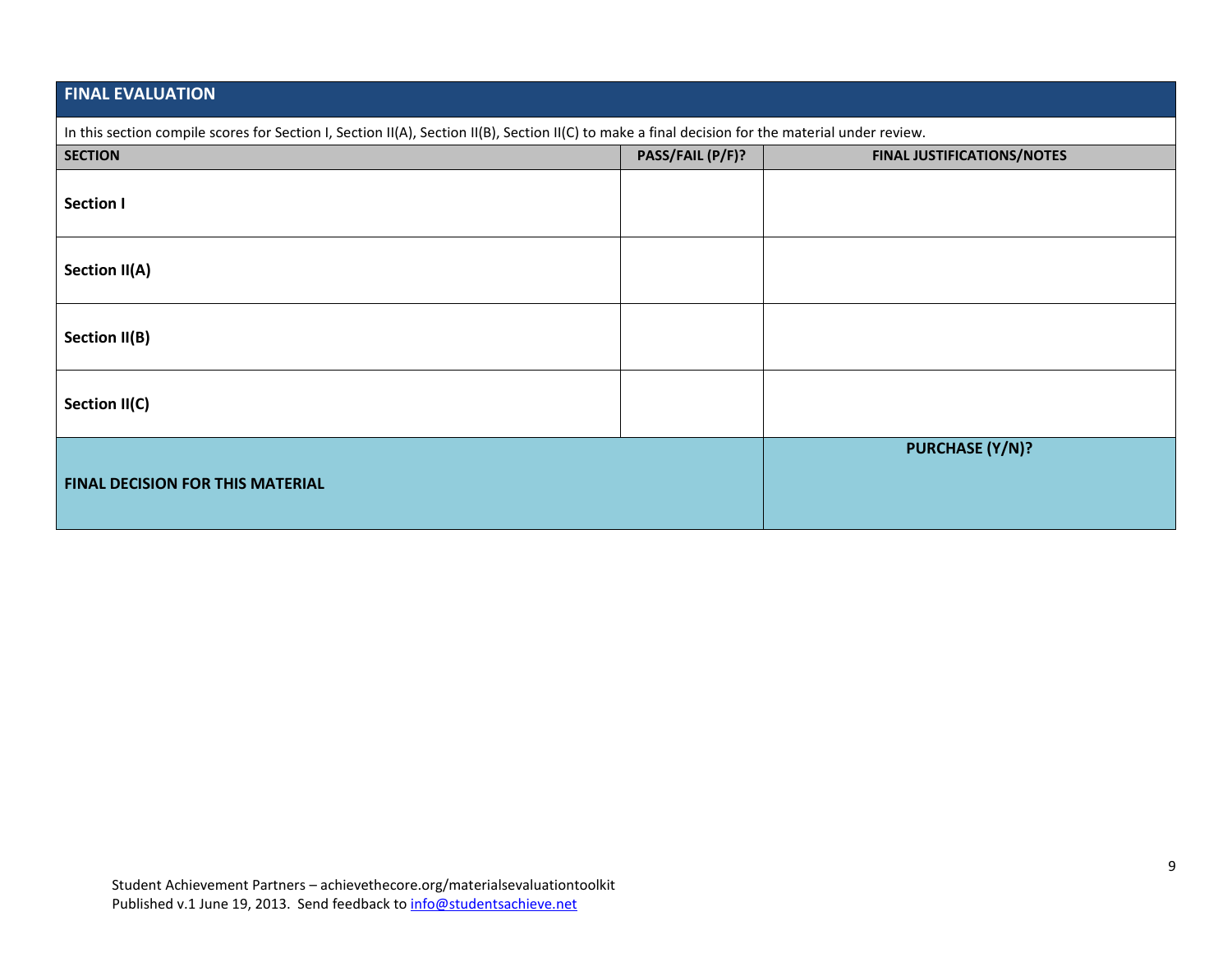## FINAL EVALUATION

In this section compile scores for Section I, Section II(A), Section II(B), Section II(C) to make a final decision for the material under review.

| SECTION | PASS/FAIL (P/F)? | FINAL JUSTIFICATIONS/NOTES |
|---|---|---|
| **Section I** | | |
| **Section II(A)** | | |
| **Section II(B)** | | |
| **Section II(C)** | | |
| **FINAL DECISION FOR THIS MATERIAL** | | **PURCHASE (Y/N)?** |

Student Achievement Partners – achievethecore.org/materialsevaluationtoolkit
Published v.1 June 19, 2013. Send feedback to info@studentsachieve.net